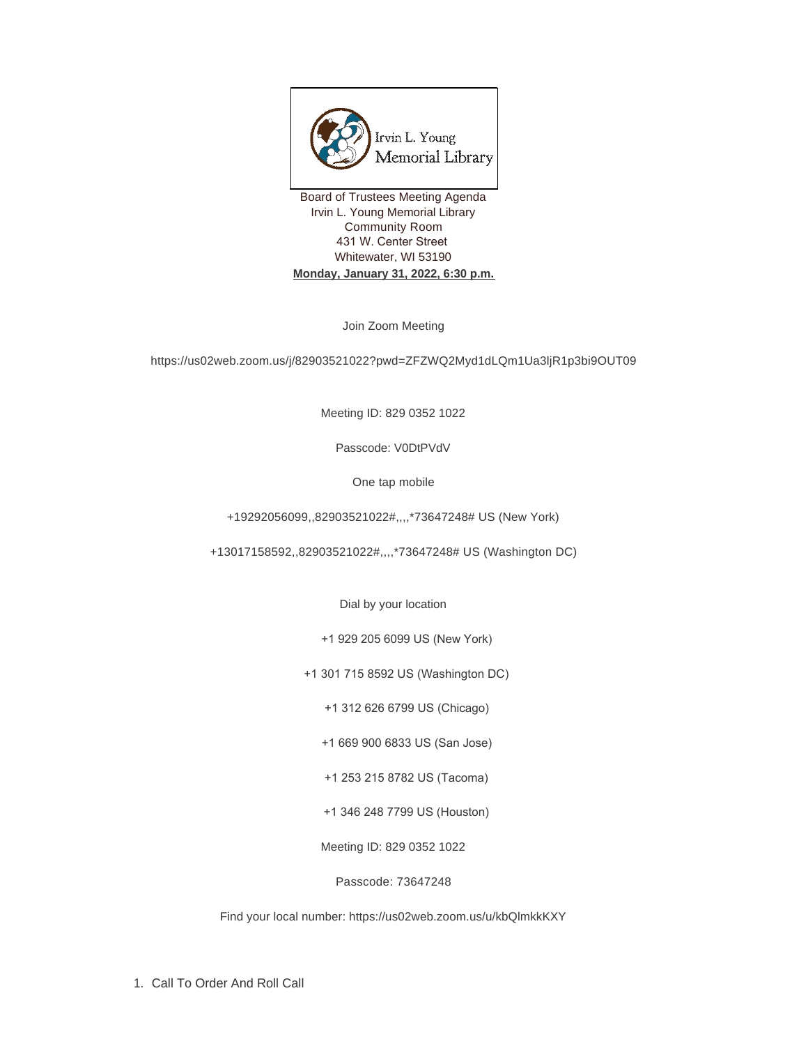Board of Trustees Meeting Agenda
Irvin L. Young Memorial Library
Community Room
431 W. Center Street
Whitewater, WI 53190
**Monday, January 31, 2022, 6:30 p.m.**

Join Zoom Meeting

https://us02web.zoom.us/j/82903521022?pwd=ZFZWQ2Myd1dLQm1Ua3ljR1p3bi9OUT09

Meeting ID: 829 0352 1022

Passcode: V0DtPVdV

One tap mobile

+19292056099,,82903521022#,,,,*73647248# US (New York)

+13017158592,,82903521022#,,,,*73647248# US (Washington DC)

Dial by your location

+1 929 205 6099 US (New York)

+1 301 715 8592 US (Washington DC)

+1 312 626 6799 US (Chicago)

+1 669 900 6833 US (San Jose)

+1 253 215 8782 US (Tacoma)

+1 346 248 7799 US (Houston)

Meeting ID: 829 0352 1022

Passcode: 73647248

Find your local number: https://us02web.zoom.us/u/kbQlmkkKXY

1. Call To Order And Roll Call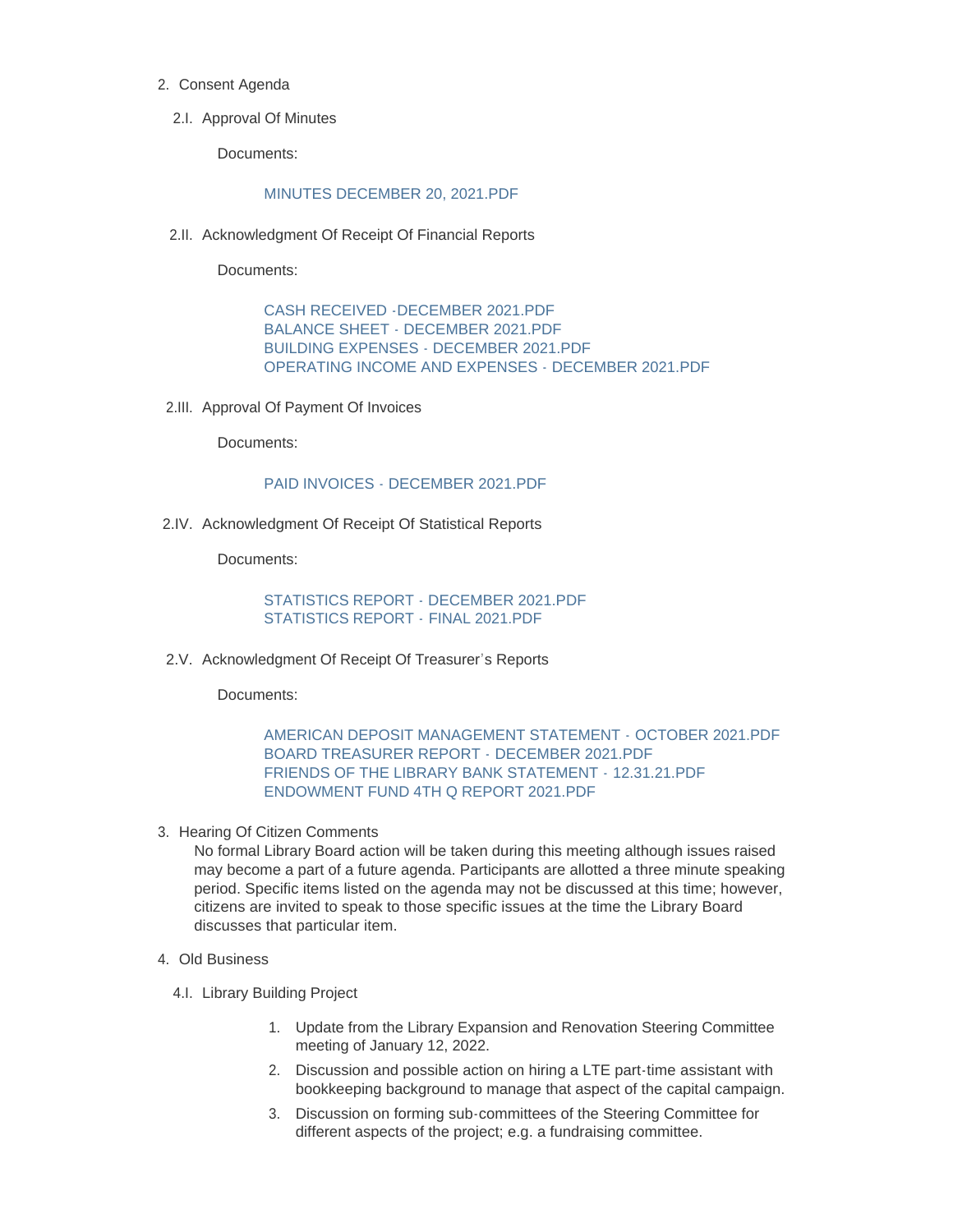2. Consent Agenda

   2.I. Approval Of Minutes

   Documents:

   MINUTES DECEMBER 20, 2021.PDF

   2.II. Acknowledgment Of Receipt Of Financial Reports

   Documents:

   CASH RECEIVED -DECEMBER 2021.PDF
   BALANCE SHEET - DECEMBER 2021.PDF
   BUILDING EXPENSES - DECEMBER 2021.PDF
   OPERATING INCOME AND EXPENSES - DECEMBER 2021.PDF

   2.III. Approval Of Payment Of Invoices

   Documents:

   PAID INVOICES - DECEMBER 2021.PDF

   2.IV. Acknowledgment Of Receipt Of Statistical Reports

   Documents:

   STATISTICS REPORT - DECEMBER 2021.PDF
   STATISTICS REPORT - FINAL 2021.PDF

   2.V. Acknowledgment Of Receipt Of Treasurer's Reports

   Documents:

   AMERICAN DEPOSIT MANAGEMENT STATEMENT - OCTOBER 2021.PDF
   BOARD TREASURER REPORT - DECEMBER 2021.PDF
   FRIENDS OF THE LIBRARY BANK STATEMENT - 12.31.21.PDF
   ENDOWMENT FUND 4TH Q REPORT 2021.PDF

3. Hearing Of Citizen Comments

   No formal Library Board action will be taken during this meeting although issues raised may become a part of a future agenda. Participants are allotted a three minute speaking period. Specific items listed on the agenda may not be discussed at this time; however, citizens are invited to speak to those specific issues at the time the Library Board discusses that particular item.

4. Old Business

   4.I. Library Building Project

   1. Update from the Library Expansion and Renovation Steering Committee meeting of January 12, 2022.
   2. Discussion and possible action on hiring a LTE part-time assistant with bookkeeping background to manage that aspect of the capital campaign.
   3. Discussion on forming sub-committees of the Steering Committee for different aspects of the project; e.g. a fundraising committee.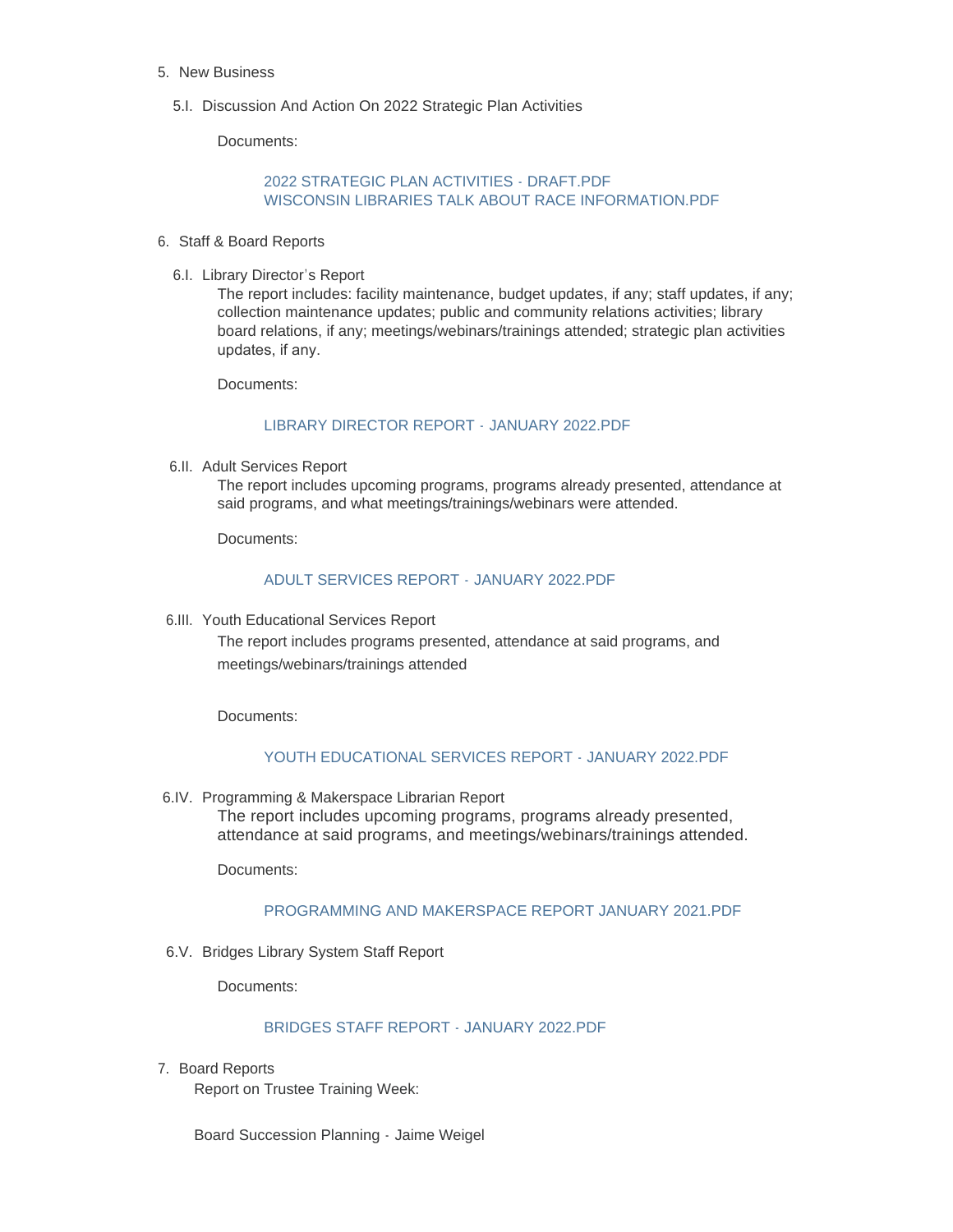5. New Business

   5.I. Discussion And Action On 2022 Strategic Plan Activities

   Documents:

   2022 STRATEGIC PLAN ACTIVITIES - DRAFT.PDF
   WISCONSIN LIBRARIES TALK ABOUT RACE INFORMATION.PDF

6. Staff & Board Reports

   6.I. Library Director's Report

   The report includes: facility maintenance, budget updates, if any; staff updates, if any; collection maintenance updates; public and community relations activities; library board relations, if any; meetings/webinars/trainings attended; strategic plan activities updates, if any.

   Documents:

   LIBRARY DIRECTOR REPORT - JANUARY 2022.PDF

   6.II. Adult Services Report

   The report includes upcoming programs, programs already presented, attendance at said programs, and what meetings/trainings/webinars were attended.

   Documents:

   ADULT SERVICES REPORT - JANUARY 2022.PDF

   6.III. Youth Educational Services Report

   The report includes programs presented, attendance at said programs, and meetings/webinars/trainings attended

   Documents:

   YOUTH EDUCATIONAL SERVICES REPORT - JANUARY 2022.PDF

   6.IV. Programming & Makerspace Librarian Report

   The report includes upcoming programs, programs already presented, attendance at said programs, and meetings/webinars/trainings attended.

   Documents:

   PROGRAMMING AND MAKERSPACE REPORT JANUARY 2021.PDF

   6.V. Bridges Library System Staff Report

   Documents:

   BRIDGES STAFF REPORT - JANUARY 2022.PDF

7. Board Reports

   Report on Trustee Training Week:

   Board Succession Planning - Jaime Weigel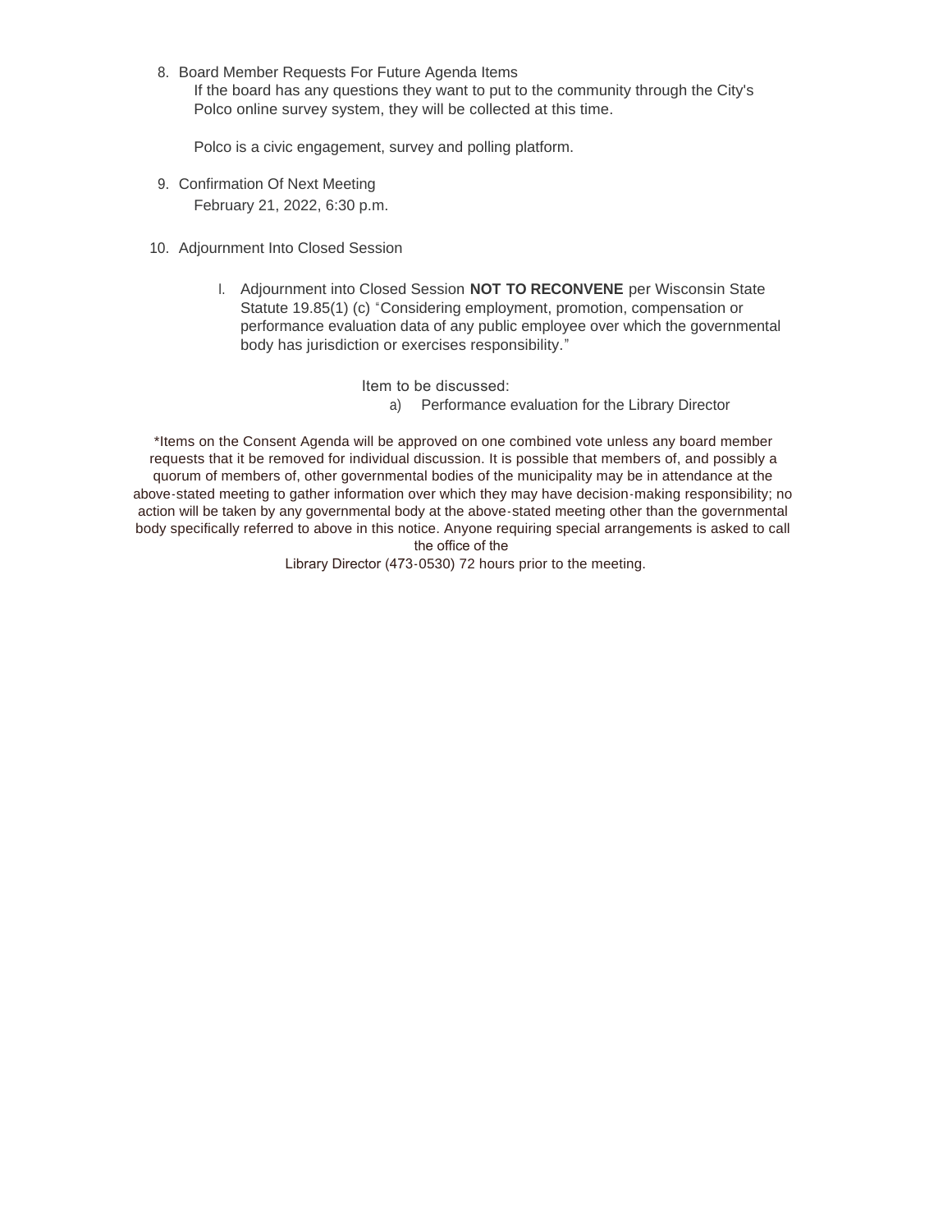8. Board Member Requests For Future Agenda Items

   If the board has any questions they want to put to the community through the City's Polco online survey system, they will be collected at this time.

   Polco is a civic engagement, survey and polling platform.

9. Confirmation Of Next Meeting

   February 21, 2022, 6:30 p.m.

10. Adjournment Into Closed Session

    I. Adjournment into Closed Session **NOT TO RECONVENE** per Wisconsin State Statute 19.85(1) (c) "Considering employment, promotion, compensation or performance evaluation data of any public employee over which the governmental body has jurisdiction or exercises responsibility."

    Item to be discussed:

    a) Performance evaluation for the Library Director

*Items on the Consent Agenda will be approved on one combined vote unless any board member requests that it be removed for individual discussion. It is possible that members of, and possibly a quorum of members of, other governmental bodies of the municipality may be in attendance at the above-stated meeting to gather information over which they may have decision-making responsibility; no action will be taken by any governmental body at the above-stated meeting other than the governmental body specifically referred to above in this notice. Anyone requiring special arrangements is asked to call the office of the Library Director (473-0530) 72 hours prior to the meeting.